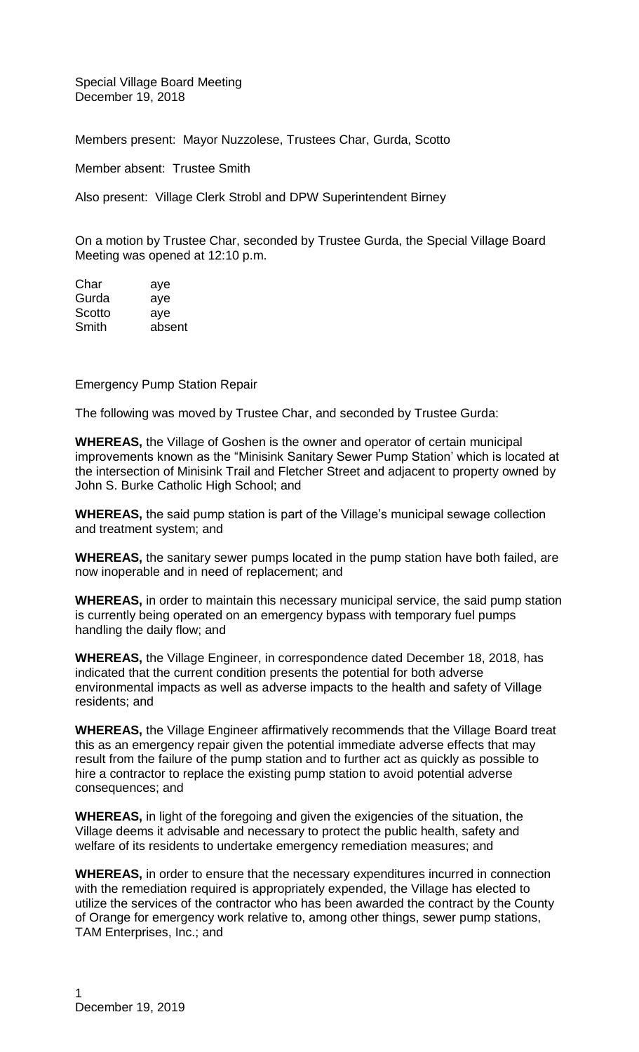Special Village Board Meeting
December 19, 2018

Members present: Mayor Nuzzolese, Trustees Char, Gurda, Scotto

Member absent: Trustee Smith

Also present: Village Clerk Strobl and DPW Superintendent Birney

On a motion by Trustee Char, seconded by Trustee Gurda, the Special Village Board Meeting was opened at 12:10 p.m.

| | |
|---|---|
| Char | aye |
| Gurda | aye |
| Scotto | aye |
| Smith | absent |

Emergency Pump Station Repair

The following was moved by Trustee Char, and seconded by Trustee Gurda:

**WHEREAS,** the Village of Goshen is the owner and operator of certain municipal improvements known as the "Minisink Sanitary Sewer Pump Station' which is located at the intersection of Minisink Trail and Fletcher Street and adjacent to property owned by John S. Burke Catholic High School; and

**WHEREAS,** the said pump station is part of the Village's municipal sewage collection and treatment system; and

**WHEREAS,** the sanitary sewer pumps located in the pump station have both failed, are now inoperable and in need of replacement; and

**WHEREAS,** in order to maintain this necessary municipal service, the said pump station is currently being operated on an emergency bypass with temporary fuel pumps handling the daily flow; and

**WHEREAS,** the Village Engineer, in correspondence dated December 18, 2018, has indicated that the current condition presents the potential for both adverse environmental impacts as well as adverse impacts to the health and safety of Village residents; and

**WHEREAS,** the Village Engineer affirmatively recommends that the Village Board treat this as an emergency repair given the potential immediate adverse effects that may result from the failure of the pump station and to further act as quickly as possible to hire a contractor to replace the existing pump station to avoid potential adverse consequences; and

**WHEREAS,** in light of the foregoing and given the exigencies of the situation, the Village deems it advisable and necessary to protect the public health, safety and welfare of its residents to undertake emergency remediation measures; and

**WHEREAS,** in order to ensure that the necessary expenditures incurred in connection with the remediation required is appropriately expended, the Village has elected to utilize the services of the contractor who has been awarded the contract by the County of Orange for emergency work relative to, among other things, sewer pump stations, TAM Enterprises, Inc.; and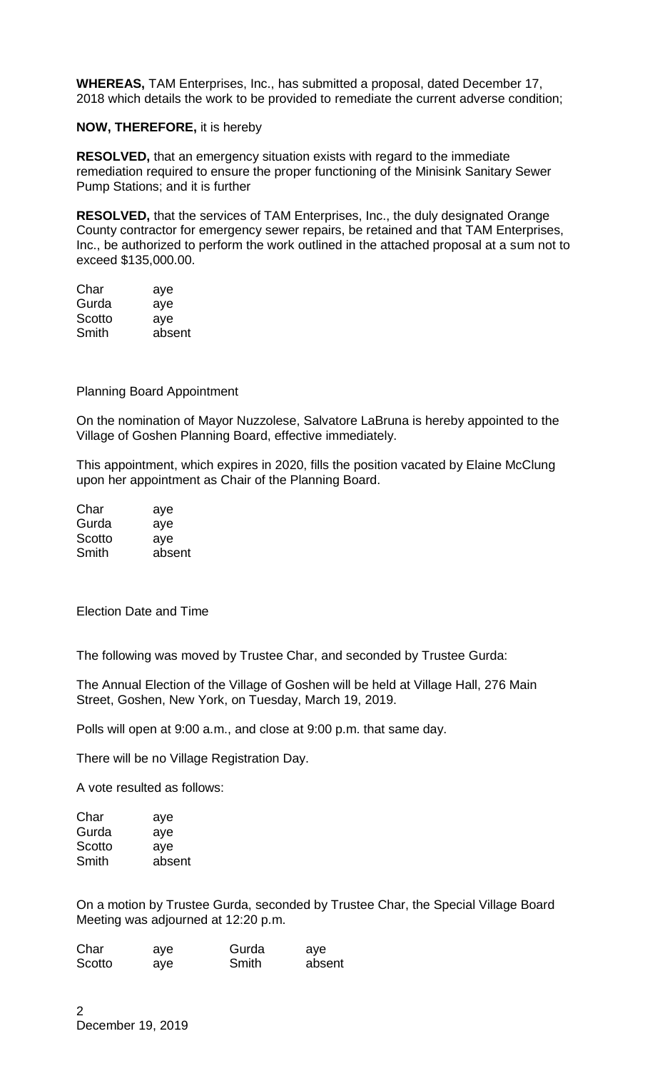**WHEREAS,** TAM Enterprises, Inc., has submitted a proposal, dated December 17, 2018 which details the work to be provided to remediate the current adverse condition;

**NOW, THEREFORE,** it is hereby

**RESOLVED,** that an emergency situation exists with regard to the immediate remediation required to ensure the proper functioning of the Minisink Sanitary Sewer Pump Stations; and it is further

**RESOLVED,** that the services of TAM Enterprises, Inc., the duly designated Orange County contractor for emergency sewer repairs, be retained and that TAM Enterprises, Inc., be authorized to perform the work outlined in the attached proposal at a sum not to exceed $135,000.00.

| | |
|---|---|
| Char | aye |
| Gurda | aye |
| Scotto | aye |
| Smith | absent |

Planning Board Appointment

On the nomination of Mayor Nuzzolese, Salvatore LaBruna is hereby appointed to the Village of Goshen Planning Board, effective immediately.

This appointment, which expires in 2020, fills the position vacated by Elaine McClung upon her appointment as Chair of the Planning Board.

| | |
|---|---|
| Char | aye |
| Gurda | aye |
| Scotto | aye |
| Smith | absent |

Election Date and Time

The following was moved by Trustee Char, and seconded by Trustee Gurda:

The Annual Election of the Village of Goshen will be held at Village Hall, 276 Main Street, Goshen, New York, on Tuesday, March 19, 2019.

Polls will open at 9:00 a.m., and close at 9:00 p.m. that same day.

There will be no Village Registration Day.

A vote resulted as follows:

| | |
|---|---|
| Char | aye |
| Gurda | aye |
| Scotto | aye |
| Smith | absent |

On a motion by Trustee Gurda, seconded by Trustee Char, the Special Village Board Meeting was adjourned at 12:20 p.m.

| | | | |
|---|---|---|---|
| Char | aye | Gurda | aye |
| Scotto | aye | Smith | absent |

December 19, 2019